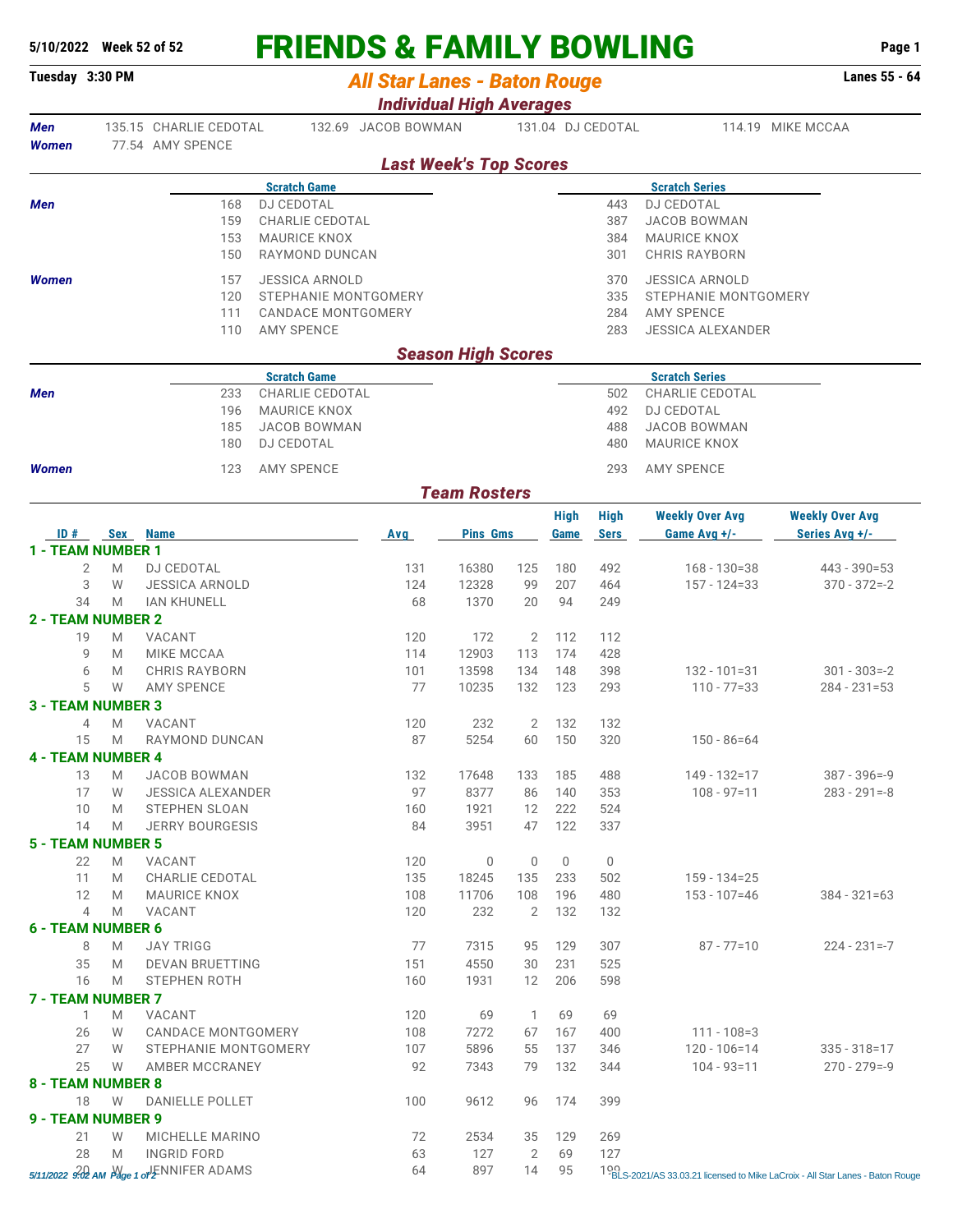5/10/2022 Week 52 of 52

# FRIENDS & FAMILY BOWLING

Tuesday 3:30 PM

## All Star Lanes - Baton Rouge

Lanes 55 - 64

### Individual High Averages

**Men** 135.15 CHARLIE CEDOTAL | 132.69 JACOB BOWMAN | 131.04 DJ CEDOTAL | 114.19 MIKE MCCAA

**Women** 77.54 AMY SPENCE

### Last Week's Top Scores

| | Scratch Game | | Scratch Series | |
|---|---|---|---|---|
| **Men** | 168 | DJ CEDOTAL | 443 | DJ CEDOTAL |
| | 159 | CHARLIE CEDOTAL | 387 | JACOB BOWMAN |
| | 153 | MAURICE KNOX | 384 | MAURICE KNOX |
| | 150 | RAYMOND DUNCAN | 301 | CHRIS RAYBORN |
| **Women** | 157 | JESSICA ARNOLD | 370 | JESSICA ARNOLD |
| | 120 | STEPHANIE MONTGOMERY | 335 | STEPHANIE MONTGOMERY |
| | 111 | CANDACE MONTGOMERY | 284 | AMY SPENCE |
| | 110 | AMY SPENCE | 283 | JESSICA ALEXANDER |

### Season High Scores

| | Scratch Game | | Scratch Series | |
|---|---|---|---|---|
| **Men** | 233 | CHARLIE CEDOTAL | 502 | CHARLIE CEDOTAL |
| | 196 | MAURICE KNOX | 492 | DJ CEDOTAL |
| | 185 | JACOB BOWMAN | 488 | JACOB BOWMAN |
| | 180 | DJ CEDOTAL | 480 | MAURICE KNOX |
| **Women** | 123 | AMY SPENCE | 293 | AMY SPENCE |

### Team Rosters

| ID # | Sex | Name | Avg | Pins | Gms | High Game | High Sers | Weekly Over Avg Game Avg +/- | Weekly Over Avg Series Avg +/- |
|---|---|---|---|---|---|---|---|---|---|
| **1 - TEAM NUMBER 1** | | | | | | | | | |
| 2 | M | DJ CEDOTAL | 131 | 16380 | 125 | 180 | 492 | 168 - 130=38 | 443 - 390=53 |
| 3 | W | JESSICA ARNOLD | 124 | 12328 | 99 | 207 | 464 | 157 - 124=33 | 370 - 372=-2 |
| 34 | M | IAN KHUNELL | 68 | 1370 | 20 | 94 | 249 | | |
| **2 - TEAM NUMBER 2** | | | | | | | | | |
| 19 | M | VACANT | 120 | 172 | 2 | 112 | 112 | | |
| 9 | M | MIKE MCCAA | 114 | 12903 | 113 | 174 | 428 | | |
| 6 | M | CHRIS RAYBORN | 101 | 13598 | 134 | 148 | 398 | 132 - 101=31 | 301 - 303=-2 |
| 5 | W | AMY SPENCE | 77 | 10235 | 132 | 123 | 293 | 110 - 77=33 | 284 - 231=53 |
| **3 - TEAM NUMBER 3** | | | | | | | | | |
| 4 | M | VACANT | 120 | 232 | 2 | 132 | 132 | | |
| 15 | M | RAYMOND DUNCAN | 87 | 5254 | 60 | 150 | 320 | 150 - 86=64 | |
| **4 - TEAM NUMBER 4** | | | | | | | | | |
| 13 | M | JACOB BOWMAN | 132 | 17648 | 133 | 185 | 488 | 149 - 132=17 | 387 - 396=-9 |
| 17 | W | JESSICA ALEXANDER | 97 | 8377 | 86 | 140 | 353 | 108 - 97=11 | 283 - 291=-8 |
| 10 | M | STEPHEN SLOAN | 160 | 1921 | 12 | 222 | 524 | | |
| 14 | M | JERRY BOURGESIS | 84 | 3951 | 47 | 122 | 337 | | |
| **5 - TEAM NUMBER 5** | | | | | | | | | |
| 22 | M | VACANT | 120 | 0 | 0 | 0 | 0 | | |
| 11 | M | CHARLIE CEDOTAL | 135 | 18245 | 135 | 233 | 502 | 159 - 134=25 | |
| 12 | M | MAURICE KNOX | 108 | 11706 | 108 | 196 | 480 | 153 - 107=46 | 384 - 321=63 |
| 4 | M | VACANT | 120 | 232 | 2 | 132 | 132 | | |
| **6 - TEAM NUMBER 6** | | | | | | | | | |
| 8 | M | JAY TRIGG | 77 | 7315 | 95 | 129 | 307 | 87 - 77=10 | 224 - 231=-7 |
| 35 | M | DEVAN BRUETTING | 151 | 4550 | 30 | 231 | 525 | | |
| 16 | M | STEPHEN ROTH | 160 | 1931 | 12 | 206 | 598 | | |
| **7 - TEAM NUMBER 7** | | | | | | | | | |
| 1 | M | VACANT | 120 | 69 | 1 | 69 | 69 | | |
| 26 | W | CANDACE MONTGOMERY | 108 | 7272 | 67 | 167 | 400 | 111 - 108=3 | |
| 27 | W | STEPHANIE MONTGOMERY | 107 | 5896 | 55 | 137 | 346 | 120 - 106=14 | 335 - 318=17 |
| 25 | W | AMBER MCCRANEY | 92 | 7343 | 79 | 132 | 344 | 104 - 93=11 | 270 - 279=-9 |
| **8 - TEAM NUMBER 8** | | | | | | | | | |
| 18 | W | DANIELLE POLLET | 100 | 9612 | 96 | 174 | 399 | | |
| **9 - TEAM NUMBER 9** | | | | | | | | | |
| 21 | W | MICHELLE MARINO | 72 | 2534 | 35 | 129 | 269 | | |
| 28 | M | INGRID FORD | 63 | 127 | 2 | 69 | 127 | | |
| 20 | W | JENNIFER ADAMS | 64 | 897 | 14 | 95 | 190 | | |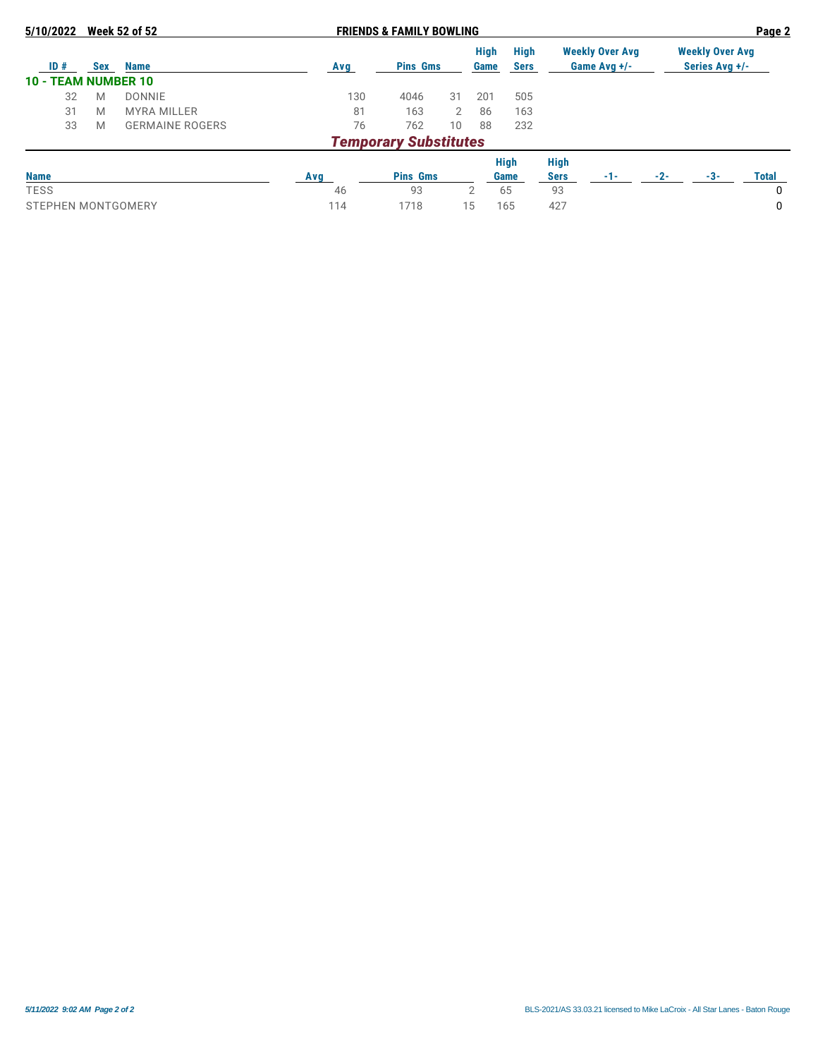| ID # | Sex | Name | Avg | Pins | Gms | High Game | High Sers | Weekly Over Avg Game Avg +/- | Weekly Over Avg Series Avg +/- |
|---|---|---|---|---|---|---|---|---|---|
| **10 - TEAM NUMBER 10** | | | | | | | | | |
| 32 | M | DONNIE | 130 | 4046 | 31 | 201 | 505 | | |
| 31 | M | MYRA MILLER | 81 | 163 | 2 | 86 | 163 | | |
| 33 | M | GERMAINE ROGERS | 76 | 762 | 10 | 88 | 232 | | |

## *Temporary Substitutes*

| Name | Avg | Pins | Gms | High Game | High Sers | -1- | -2- | -3- | Total |
|---|---|---|---|---|---|---|---|---|---|
| TESS | 46 | 93 | 2 | 65 | 93 | | | | 0 |
| STEPHEN MONTGOMERY | 114 | 1718 | 15 | 165 | 427 | | | | 0 |